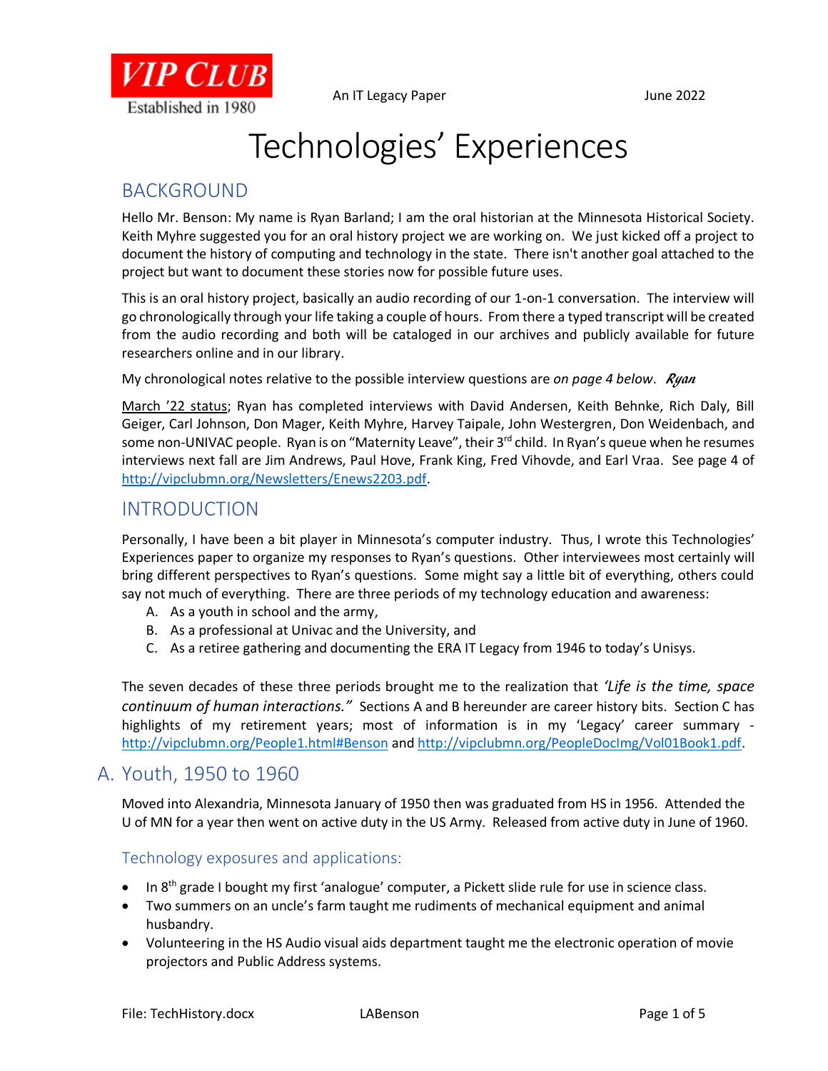VIP CLUB
Established in 1980

An IT Legacy Paper June 2022

# Technologies' Experiences

## BACKGROUND

Hello Mr. Benson: My name is Ryan Barland; I am the oral historian at the Minnesota Historical Society. Keith Myhre suggested you for an oral history project we are working on. We just kicked off a project to document the history of computing and technology in the state. There isn't another goal attached to the project but want to document these stories now for possible future uses.

This is an oral history project, basically an audio recording of our 1-on-1 conversation. The interview will go chronologically through your life taking a couple of hours. From there a typed transcript will be created from the audio recording and both will be cataloged in our archives and publicly available for future researchers online and in our library.

My chronological notes relative to the possible interview questions are *on page 4 below*. *Ryan*

March '22 status; Ryan has completed interviews with David Andersen, Keith Behnke, Rich Daly, Bill Geiger, Carl Johnson, Don Mager, Keith Myhre, Harvey Taipale, John Westergren, Don Weidenbach, and some non-UNIVAC people. Ryan is on "Maternity Leave", their 3rd child. In Ryan's queue when he resumes interviews next fall are Jim Andrews, Paul Hove, Frank King, Fred Vihovde, and Earl Vraa. See page 4 of http://vipclubmn.org/Newsletters/Enews2203.pdf.

## INTRODUCTION

Personally, I have been a bit player in Minnesota's computer industry. Thus, I wrote this Technologies' Experiences paper to organize my responses to Ryan's questions. Other interviewees most certainly will bring different perspectives to Ryan's questions. Some might say a little bit of everything, others could say not much of everything. There are three periods of my technology education and awareness:

A. As a youth in school and the army,
B. As a professional at Univac and the University, and
C. As a retiree gathering and documenting the ERA IT Legacy from 1946 to today's Unisys.

The seven decades of these three periods brought me to the realization that *'Life is the time, space continuum of human interactions."* Sections A and B hereunder are career history bits. Section C has highlights of my retirement years; most of information is in my 'Legacy' career summary - http://vipclubmn.org/People1.html#Benson and http://vipclubmn.org/PeopleDocImg/Vol01Book1.pdf.

## A. Youth, 1950 to 1960

Moved into Alexandria, Minnesota January of 1950 then was graduated from HS in 1956. Attended the U of MN for a year then went on active duty in the US Army. Released from active duty in June of 1960.

### Technology exposures and applications:

- In 8th grade I bought my first 'analogue' computer, a Pickett slide rule for use in science class.
- Two summers on an uncle's farm taught me rudiments of mechanical equipment and animal husbandry.
- Volunteering in the HS Audio visual aids department taught me the electronic operation of movie projectors and Public Address systems.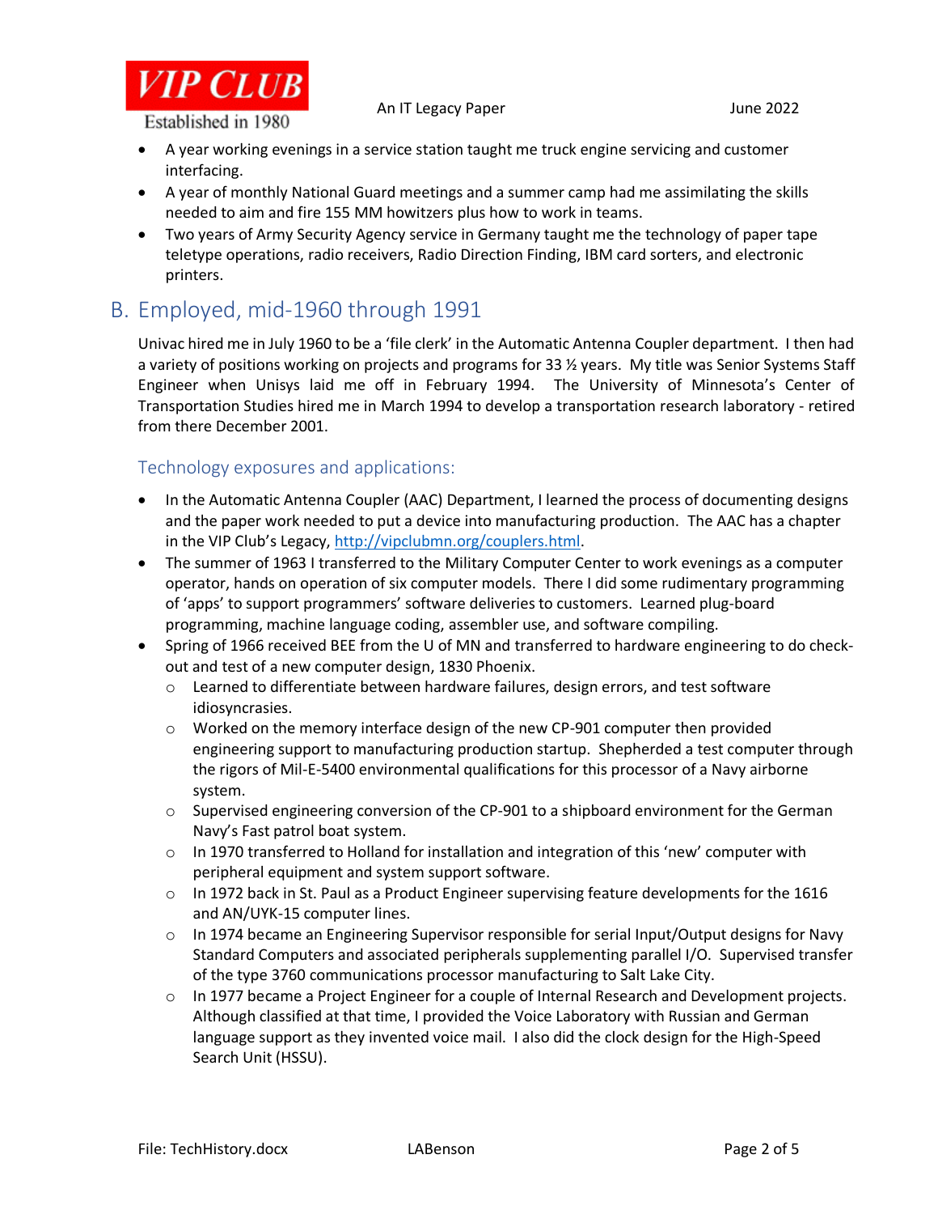- A year working evenings in a service station taught me truck engine servicing and customer interfacing.
- A year of monthly National Guard meetings and a summer camp had me assimilating the skills needed to aim and fire 155 MM howitzers plus how to work in teams.
- Two years of Army Security Agency service in Germany taught me the technology of paper tape teletype operations, radio receivers, Radio Direction Finding, IBM card sorters, and electronic printers.

## B. Employed, mid-1960 through 1991

Univac hired me in July 1960 to be a 'file clerk' in the Automatic Antenna Coupler department. I then had a variety of positions working on projects and programs for 33 ½ years. My title was Senior Systems Staff Engineer when Unisys laid me off in February 1994. The University of Minnesota's Center of Transportation Studies hired me in March 1994 to develop a transportation research laboratory - retired from there December 2001.

### Technology exposures and applications:

- In the Automatic Antenna Coupler (AAC) Department, I learned the process of documenting designs and the paper work needed to put a device into manufacturing production. The AAC has a chapter in the VIP Club's Legacy, [http://vipclubmn.org/couplers.html](http://vipclubmn.org/couplers.html).
- The summer of 1963 I transferred to the Military Computer Center to work evenings as a computer operator, hands on operation of six computer models. There I did some rudimentary programming of 'apps' to support programmers' software deliveries to customers. Learned plug-board programming, machine language coding, assembler use, and software compiling.
- Spring of 1966 received BEE from the U of MN and transferred to hardware engineering to do check-out and test of a new computer design, 1830 Phoenix.
  - Learned to differentiate between hardware failures, design errors, and test software idiosyncrasies.
  - Worked on the memory interface design of the new CP-901 computer then provided engineering support to manufacturing production startup. Shepherded a test computer through the rigors of Mil-E-5400 environmental qualifications for this processor of a Navy airborne system.
  - Supervised engineering conversion of the CP-901 to a shipboard environment for the German Navy's Fast patrol boat system.
  - In 1970 transferred to Holland for installation and integration of this 'new' computer with peripheral equipment and system support software.
  - In 1972 back in St. Paul as a Product Engineer supervising feature developments for the 1616 and AN/UYK-15 computer lines.
  - In 1974 became an Engineering Supervisor responsible for serial Input/Output designs for Navy Standard Computers and associated peripherals supplementing parallel I/O. Supervised transfer of the type 3760 communications processor manufacturing to Salt Lake City.
  - In 1977 became a Project Engineer for a couple of Internal Research and Development projects. Although classified at that time, I provided the Voice Laboratory with Russian and German language support as they invented voice mail. I also did the clock design for the High-Speed Search Unit (HSSU).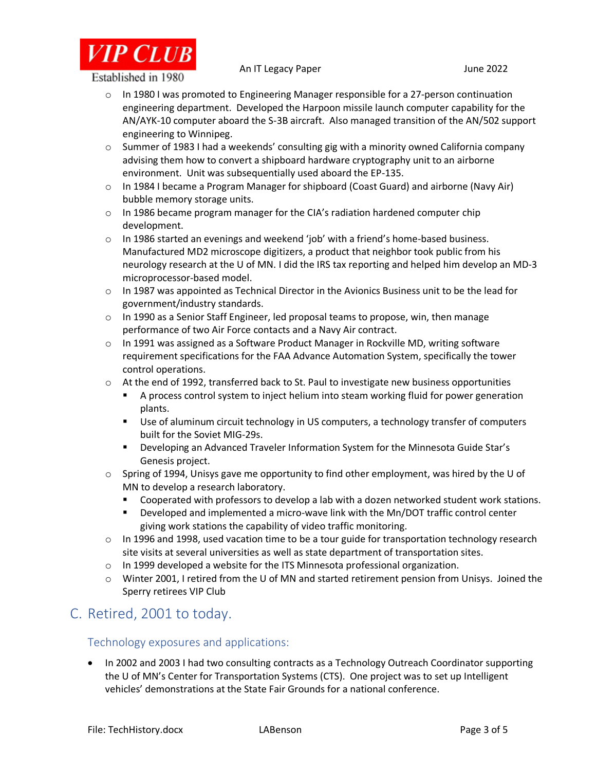- In 1980 I was promoted to Engineering Manager responsible for a 27-person continuation engineering department. Developed the Harpoon missile launch computer capability for the AN/AYK-10 computer aboard the S-3B aircraft. Also managed transition of the AN/502 support engineering to Winnipeg.
- Summer of 1983 I had a weekends' consulting gig with a minority owned California company advising them how to convert a shipboard hardware cryptography unit to an airborne environment. Unit was subsequentially used aboard the EP-135.
- In 1984 I became a Program Manager for shipboard (Coast Guard) and airborne (Navy Air) bubble memory storage units.
- In 1986 became program manager for the CIA's radiation hardened computer chip development.
- In 1986 started an evenings and weekend 'job' with a friend's home-based business. Manufactured MD2 microscope digitizers, a product that neighbor took public from his neurology research at the U of MN. I did the IRS tax reporting and helped him develop an MD-3 microprocessor-based model.
- In 1987 was appointed as Technical Director in the Avionics Business unit to be the lead for government/industry standards.
- In 1990 as a Senior Staff Engineer, led proposal teams to propose, win, then manage performance of two Air Force contacts and a Navy Air contract.
- In 1991 was assigned as a Software Product Manager in Rockville MD, writing software requirement specifications for the FAA Advance Automation System, specifically the tower control operations.
- At the end of 1992, transferred back to St. Paul to investigate new business opportunities
  - A process control system to inject helium into steam working fluid for power generation plants.
  - Use of aluminum circuit technology in US computers, a technology transfer of computers built for the Soviet MIG-29s.
  - Developing an Advanced Traveler Information System for the Minnesota Guide Star's Genesis project.
- Spring of 1994, Unisys gave me opportunity to find other employment, was hired by the U of MN to develop a research laboratory.
  - Cooperated with professors to develop a lab with a dozen networked student work stations.
  - Developed and implemented a micro-wave link with the Mn/DOT traffic control center giving work stations the capability of video traffic monitoring.
- In 1996 and 1998, used vacation time to be a tour guide for transportation technology research site visits at several universities as well as state department of transportation sites.
- In 1999 developed a website for the ITS Minnesota professional organization.
- Winter 2001, I retired from the U of MN and started retirement pension from Unisys. Joined the Sperry retirees VIP Club

## C. Retired, 2001 to today.

### Technology exposures and applications:

- In 2002 and 2003 I had two consulting contracts as a Technology Outreach Coordinator supporting the U of MN's Center for Transportation Systems (CTS). One project was to set up Intelligent vehicles' demonstrations at the State Fair Grounds for a national conference.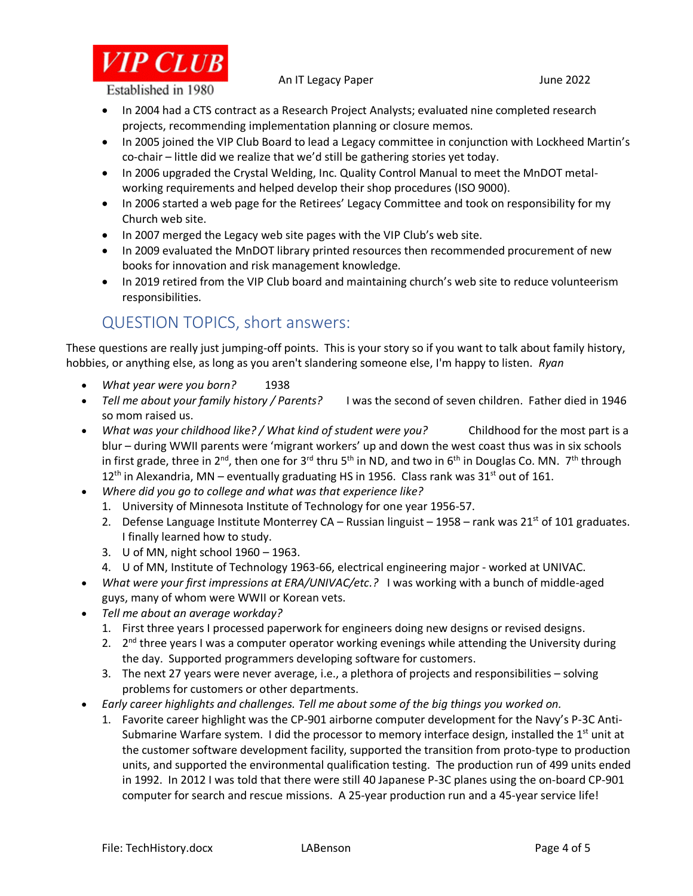- In 2004 had a CTS contract as a Research Project Analysts; evaluated nine completed research projects, recommending implementation planning or closure memos.
- In 2005 joined the VIP Club Board to lead a Legacy committee in conjunction with Lockheed Martin's co-chair – little did we realize that we'd still be gathering stories yet today.
- In 2006 upgraded the Crystal Welding, Inc. Quality Control Manual to meet the MnDOT metal-working requirements and helped develop their shop procedures (ISO 9000).
- In 2006 started a web page for the Retirees' Legacy Committee and took on responsibility for my Church web site.
- In 2007 merged the Legacy web site pages with the VIP Club's web site.
- In 2009 evaluated the MnDOT library printed resources then recommended procurement of new books for innovation and risk management knowledge.
- In 2019 retired from the VIP Club board and maintaining church's web site to reduce volunteerism responsibilities.

## QUESTION TOPICS, short answers:

These questions are really just jumping-off points. This is your story so if you want to talk about family history, hobbies, or anything else, as long as you aren't slandering someone else, I'm happy to listen. *Ryan*

- *What year were you born?* 1938
- *Tell me about your family history / Parents?* I was the second of seven children. Father died in 1946 so mom raised us.
- *What was your childhood like? / What kind of student were you?* Childhood for the most part is a blur – during WWII parents were 'migrant workers' up and down the west coast thus was in six schools in first grade, three in 2nd, then one for 3rd thru 5th in ND, and two in 6th in Douglas Co. MN. 7th through 12th in Alexandria, MN – eventually graduating HS in 1956. Class rank was 31st out of 161.
- *Where did you go to college and what was that experience like?*
  1. University of Minnesota Institute of Technology for one year 1956-57.
  2. Defense Language Institute Monterey CA – Russian linguist – 1958 – rank was 21st of 101 graduates. I finally learned how to study.
  3. U of MN, night school 1960 – 1963.
  4. U of MN, Institute of Technology 1963-66, electrical engineering major - worked at UNIVAC.
- *What were your first impressions at ERA/UNIVAC/etc.?* I was working with a bunch of middle-aged guys, many of whom were WWII or Korean vets.
- *Tell me about an average workday?*
  1. First three years I processed paperwork for engineers doing new designs or revised designs.
  2. 2nd three years I was a computer operator working evenings while attending the University during the day. Supported programmers developing software for customers.
  3. The next 27 years were never average, i.e., a plethora of projects and responsibilities – solving problems for customers or other departments.
- *Early career highlights and challenges. Tell me about some of the big things you worked on.*
  1. Favorite career highlight was the CP-901 airborne computer development for the Navy's P-3C Anti-Submarine Warfare system. I did the processor to memory interface design, installed the 1st unit at the customer software development facility, supported the transition from proto-type to production units, and supported the environmental qualification testing. The production run of 499 units ended in 1992. In 2012 I was told that there were still 40 Japanese P-3C planes using the on-board CP-901 computer for search and rescue missions. A 25-year production run and a 45-year service life!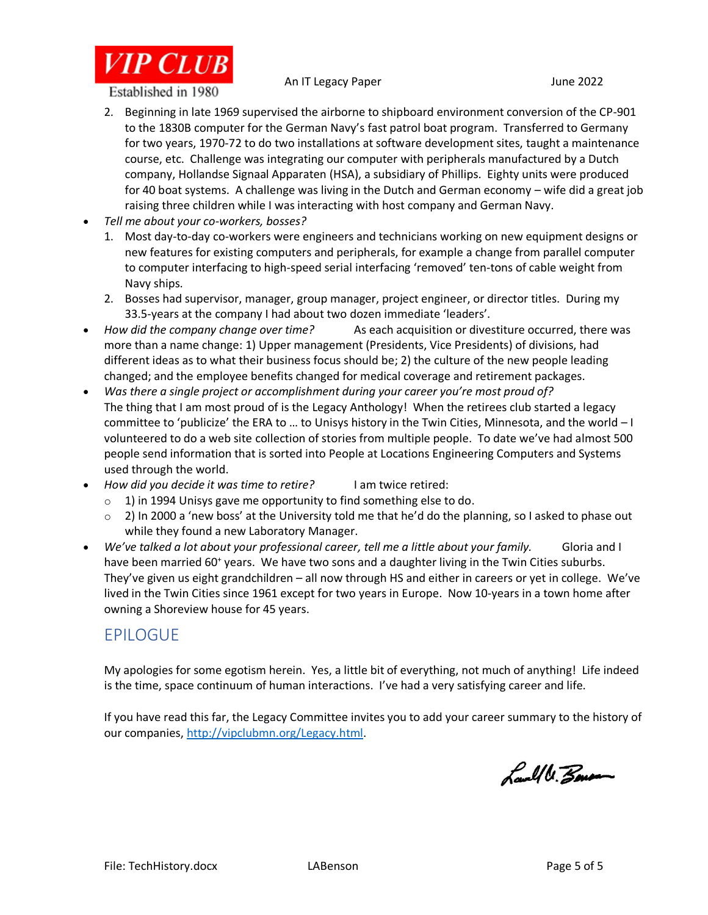2. Beginning in late 1969 supervised the airborne to shipboard environment conversion of the CP-901 to the 1830B computer for the German Navy's fast patrol boat program. Transferred to Germany for two years, 1970-72 to do two installations at software development sites, taught a maintenance course, etc. Challenge was integrating our computer with peripherals manufactured by a Dutch company, Hollandse Signaal Apparaten (HSA), a subsidiary of Phillips. Eighty units were produced for 40 boat systems. A challenge was living in the Dutch and German economy – wife did a great job raising three children while I was interacting with host company and German Navy.

- *Tell me about your co-workers, bosses?*
  1. Most day-to-day co-workers were engineers and technicians working on new equipment designs or new features for existing computers and peripherals, for example a change from parallel computer to computer interfacing to high-speed serial interfacing 'removed' ten-tons of cable weight from Navy ships.
  2. Bosses had supervisor, manager, group manager, project engineer, or director titles. During my 33.5-years at the company I had about two dozen immediate 'leaders'.
- *How did the company change over time?* As each acquisition or divestiture occurred, there was more than a name change: 1) Upper management (Presidents, Vice Presidents) of divisions, had different ideas as to what their business focus should be; 2) the culture of the new people leading changed; and the employee benefits changed for medical coverage and retirement packages.
- *Was there a single project or accomplishment during your career you're most proud of?* The thing that I am most proud of is the Legacy Anthology! When the retirees club started a legacy committee to 'publicize' the ERA to … to Unisys history in the Twin Cities, Minnesota, and the world – I volunteered to do a web site collection of stories from multiple people. To date we've had almost 500 people send information that is sorted into People at Locations Engineering Computers and Systems used through the world.
- *How did you decide it was time to retire?* I am twice retired:
  - 1) in 1994 Unisys gave me opportunity to find something else to do.
  - 2) In 2000 a 'new boss' at the University told me that he'd do the planning, so I asked to phase out while they found a new Laboratory Manager.
- *We've talked a lot about your professional career, tell me a little about your family.* Gloria and I have been married 60+ years. We have two sons and a daughter living in the Twin Cities suburbs. They've given us eight grandchildren – all now through HS and either in careers or yet in college. We've lived in the Twin Cities since 1961 except for two years in Europe. Now 10-years in a town home after owning a Shoreview house for 45 years.

## EPILOGUE

My apologies for some egotism herein. Yes, a little bit of everything, not much of anything! Life indeed is the time, space continuum of human interactions. I've had a very satisfying career and life.

If you have read this far, the Legacy Committee invites you to add your career summary to the history of our companies, http://vipclubmn.org/Legacy.html.

Lowell A. Benson